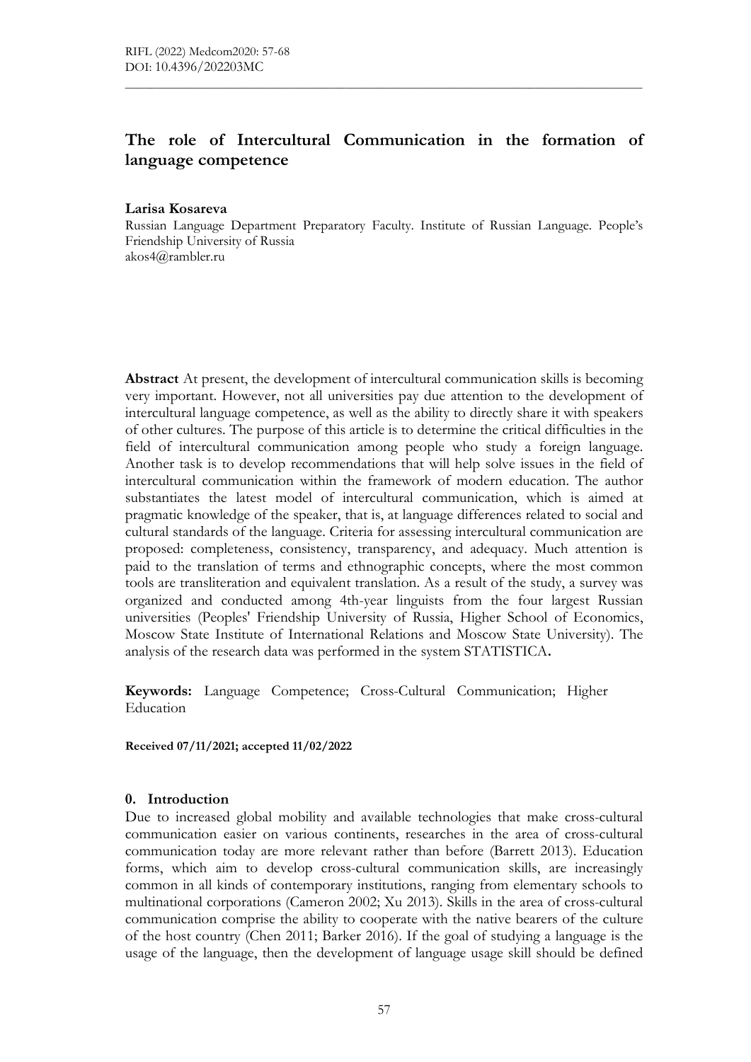# The role of Intercultural Communication in the formation of language competence

**Larisa Kosareva**

Russian Language Department Preparatory Faculty. Institute of Russian Language. People's Friendship University of Russia
akos4@rambler.ru

**Abstract** At present, the development of intercultural communication skills is becoming very important. However, not all universities pay due attention to the development of intercultural language competence, as well as the ability to directly share it with speakers of other cultures. The purpose of this article is to determine the critical difficulties in the field of intercultural communication among people who study a foreign language. Another task is to develop recommendations that will help solve issues in the field of intercultural communication within the framework of modern education. The author substantiates the latest model of intercultural communication, which is aimed at pragmatic knowledge of the speaker, that is, at language differences related to social and cultural standards of the language. Criteria for assessing intercultural communication are proposed: completeness, consistency, transparency, and adequacy. Much attention is paid to the translation of terms and ethnographic concepts, where the most common tools are transliteration and equivalent translation. As a result of the study, a survey was organized and conducted among 4th-year linguists from the four largest Russian universities (Peoples' Friendship University of Russia, Higher School of Economics, Moscow State Institute of International Relations and Moscow State University). The analysis of the research data was performed in the system STATISTICA**.**

**Keywords:** Language Competence; Cross-Cultural Communication; Higher Education

**Received 07/11/2021; accepted 11/02/2022**

## 0. Introduction

Due to increased global mobility and available technologies that make cross-cultural communication easier on various continents, researches in the area of cross-cultural communication today are more relevant rather than before (Barrett 2013). Education forms, which aim to develop cross-cultural communication skills, are increasingly common in all kinds of contemporary institutions, ranging from elementary schools to multinational corporations (Cameron 2002; Xu 2013). Skills in the area of cross-cultural communication comprise the ability to cooperate with the native bearers of the culture of the host country (Chen 2011; Barker 2016). If the goal of studying a language is the usage of the language, then the development of language usage skill should be defined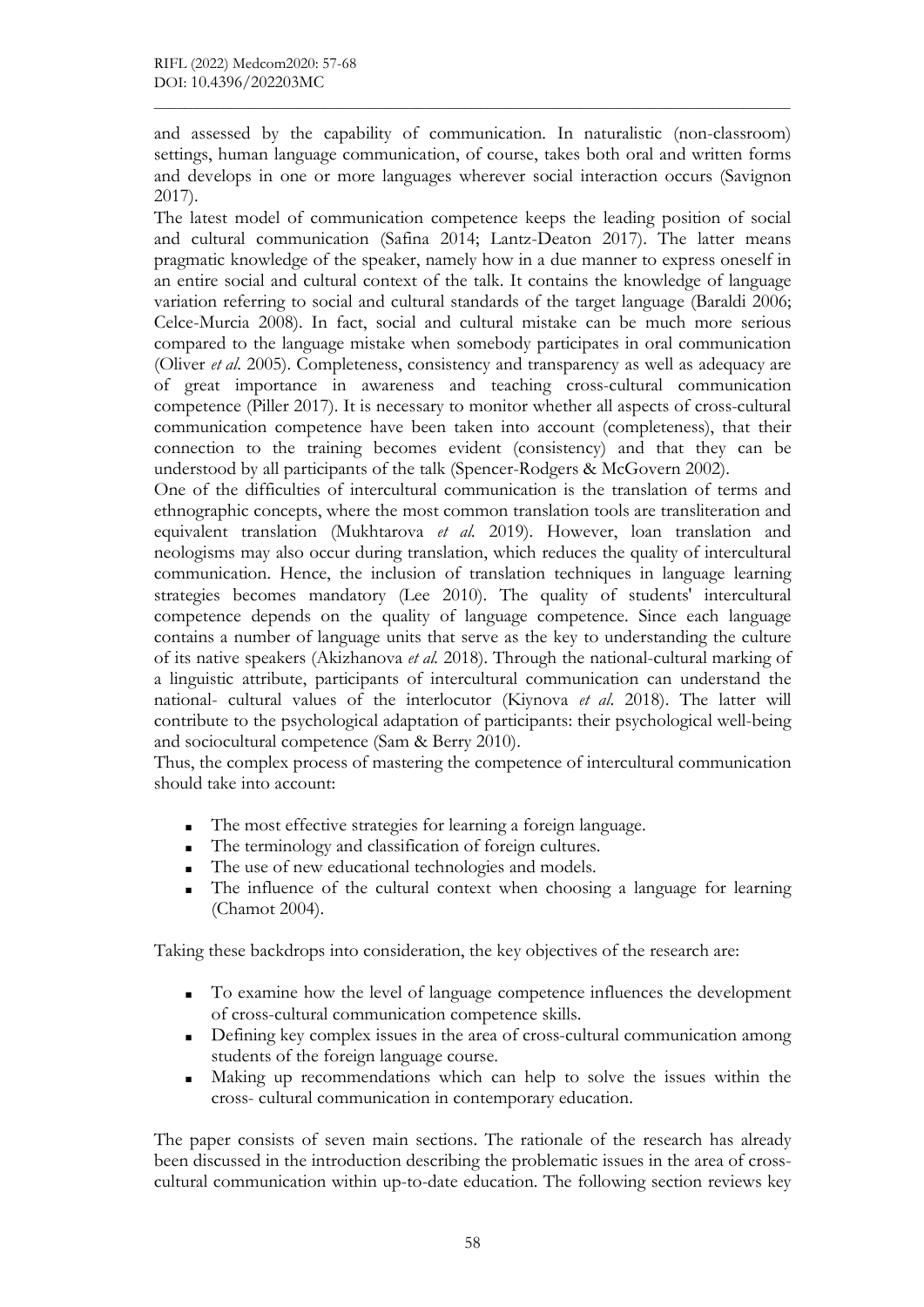and assessed by the capability of communication. In naturalistic (non-classroom) settings, human language communication, of course, takes both oral and written forms and develops in one or more languages wherever social interaction occurs (Savignon 2017).

The latest model of communication competence keeps the leading position of social and cultural communication (Safina 2014; Lantz-Deaton 2017). The latter means pragmatic knowledge of the speaker, namely how in a due manner to express oneself in an entire social and cultural context of the talk. It contains the knowledge of language variation referring to social and cultural standards of the target language (Baraldi 2006; Celce-Murcia 2008). In fact, social and cultural mistake can be much more serious compared to the language mistake when somebody participates in oral communication (Oliver *et al*. 2005). Completeness, consistency and transparency as well as adequacy are of great importance in awareness and teaching cross-cultural communication competence (Piller 2017). It is necessary to monitor whether all aspects of cross-cultural communication competence have been taken into account (completeness), that their connection to the training becomes evident (consistency) and that they can be understood by all participants of the talk (Spencer-Rodgers & McGovern 2002).

One of the difficulties of intercultural communication is the translation of terms and ethnographic concepts, where the most common translation tools are transliteration and equivalent translation (Mukhtarova *et al.* 2019). However, loan translation and neologisms may also occur during translation, which reduces the quality of intercultural communication. Hence, the inclusion of translation techniques in language learning strategies becomes mandatory (Lee 2010). The quality of students' intercultural competence depends on the quality of language competence. Since each language contains a number of language units that serve as the key to understanding the culture of its native speakers (Akizhanova *et al.* 2018). Through the national-cultural marking of a linguistic attribute, participants of intercultural communication can understand the national- cultural values of the interlocutor (Kiynova *et al*. 2018). The latter will contribute to the psychological adaptation of participants: their psychological well-being and sociocultural competence (Sam & Berry 2010).

Thus, the complex process of mastering the competence of intercultural communication should take into account:

- The most effective strategies for learning a foreign language.
- The terminology and classification of foreign cultures.
- The use of new educational technologies and models.
- The influence of the cultural context when choosing a language for learning (Chamot 2004).

Taking these backdrops into consideration, the key objectives of the research are:

- To examine how the level of language competence influences the development of cross-cultural communication competence skills.
- Defining key complex issues in the area of cross-cultural communication among students of the foreign language course.
- Making up recommendations which can help to solve the issues within the cross- cultural communication in contemporary education.

The paper consists of seven main sections. The rationale of the research has already been discussed in the introduction describing the problematic issues in the area of cross-cultural communication within up-to-date education. The following section reviews key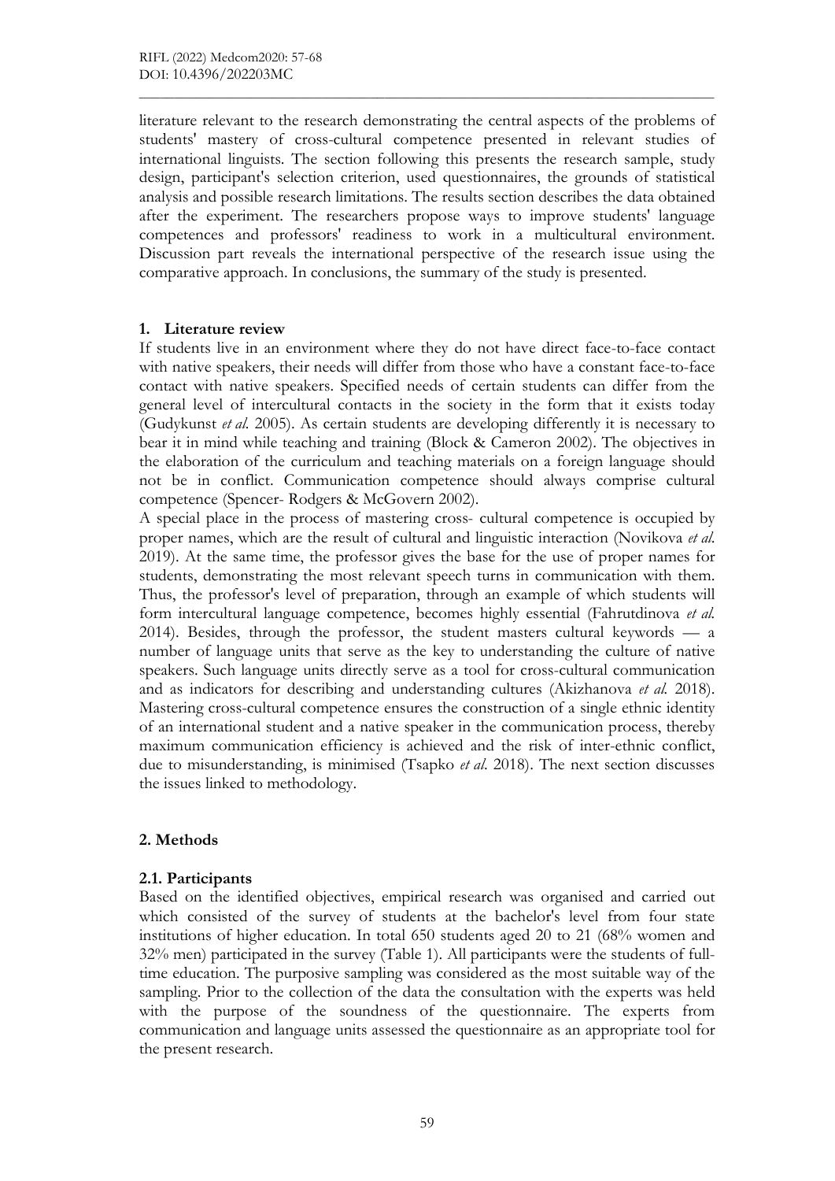literature relevant to the research demonstrating the central aspects of the problems of students' mastery of cross-cultural competence presented in relevant studies of international linguists. The section following this presents the research sample, study design, participant's selection criterion, used questionnaires, the grounds of statistical analysis and possible research limitations. The results section describes the data obtained after the experiment. The researchers propose ways to improve students' language competences and professors' readiness to work in a multicultural environment. Discussion part reveals the international perspective of the research issue using the comparative approach. In conclusions, the summary of the study is presented.

## 1. Literature review

If students live in an environment where they do not have direct face-to-face contact with native speakers, their needs will differ from those who have a constant face-to-face contact with native speakers. Specified needs of certain students can differ from the general level of intercultural contacts in the society in the form that it exists today (Gudykunst *et al.* 2005). As certain students are developing differently it is necessary to bear it in mind while teaching and training (Block & Cameron 2002). The objectives in the elaboration of the curriculum and teaching materials on a foreign language should not be in conflict. Communication competence should always comprise cultural competence (Spencer- Rodgers & McGovern 2002).

A special place in the process of mastering cross- cultural competence is occupied by proper names, which are the result of cultural and linguistic interaction (Novikova *et al.* 2019). At the same time, the professor gives the base for the use of proper names for students, demonstrating the most relevant speech turns in communication with them. Thus, the professor's level of preparation, through an example of which students will form intercultural language competence, becomes highly essential (Fahrutdinova *et al.* 2014). Besides, through the professor, the student masters cultural keywords — a number of language units that serve as the key to understanding the culture of native speakers. Such language units directly serve as a tool for cross-cultural communication and as indicators for describing and understanding cultures (Akizhanova *et al.* 2018). Mastering cross-cultural competence ensures the construction of a single ethnic identity of an international student and a native speaker in the communication process, thereby maximum communication efficiency is achieved and the risk of inter-ethnic conflict, due to misunderstanding, is minimised (Tsapko *et al.* 2018). The next section discusses the issues linked to methodology.

## 2. Methods

### 2.1. Participants

Based on the identified objectives, empirical research was organised and carried out which consisted of the survey of students at the bachelor's level from four state institutions of higher education. In total 650 students aged 20 to 21 (68% women and 32% men) participated in the survey (Table 1). All participants were the students of full-time education. The purposive sampling was considered as the most suitable way of the sampling. Prior to the collection of the data the consultation with the experts was held with the purpose of the soundness of the questionnaire. The experts from communication and language units assessed the questionnaire as an appropriate tool for the present research.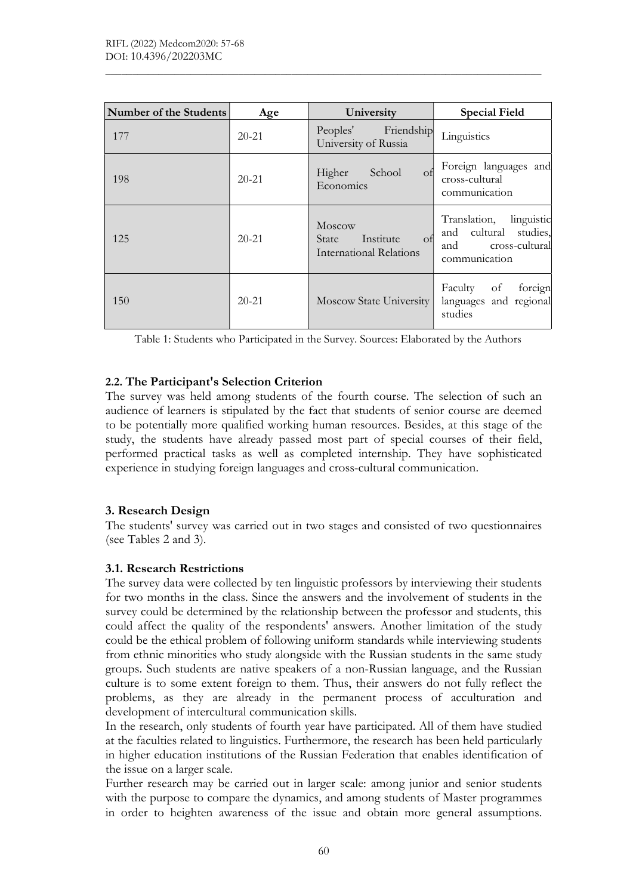| Number of the Students | Age | University | Special Field |
| --- | --- | --- | --- |
| 177 | 20-21 | Peoples' Friendship University of Russia | Linguistics |
| 198 | 20-21 | Higher School of Economics | Foreign languages and cross-cultural communication |
| 125 | 20-21 | Moscow State Institute of International Relations | Translation, linguistic and cultural studies, and cross-cultural communication |
| 150 | 20-21 | Moscow State University | Faculty of foreign languages and regional studies |

Table 1: Students who Participated in the Survey. Sources: Elaborated by the Authors

### 2.2. The Participant's Selection Criterion

The survey was held among students of the fourth course. The selection of such an audience of learners is stipulated by the fact that students of senior course are deemed to be potentially more qualified working human resources. Besides, at this stage of the study, the students have already passed most part of special courses of their field, performed practical tasks as well as completed internship. They have sophisticated experience in studying foreign languages and cross-cultural communication.

## 3. Research Design

The students' survey was carried out in two stages and consisted of two questionnaires (see Tables 2 and 3).

### 3.1. Research Restrictions

The survey data were collected by ten linguistic professors by interviewing their students for two months in the class. Since the answers and the involvement of students in the survey could be determined by the relationship between the professor and students, this could affect the quality of the respondents' answers. Another limitation of the study could be the ethical problem of following uniform standards while interviewing students from ethnic minorities who study alongside with the Russian students in the same study groups. Such students are native speakers of a non-Russian language, and the Russian culture is to some extent foreign to them. Thus, their answers do not fully reflect the problems, as they are already in the permanent process of acculturation and development of intercultural communication skills.

In the research, only students of fourth year have participated. All of them have studied at the faculties related to linguistics. Furthermore, the research has been held particularly in higher education institutions of the Russian Federation that enables identification of the issue on a larger scale.

Further research may be carried out in larger scale: among junior and senior students with the purpose to compare the dynamics, and among students of Master programmes in order to heighten awareness of the issue and obtain more general assumptions.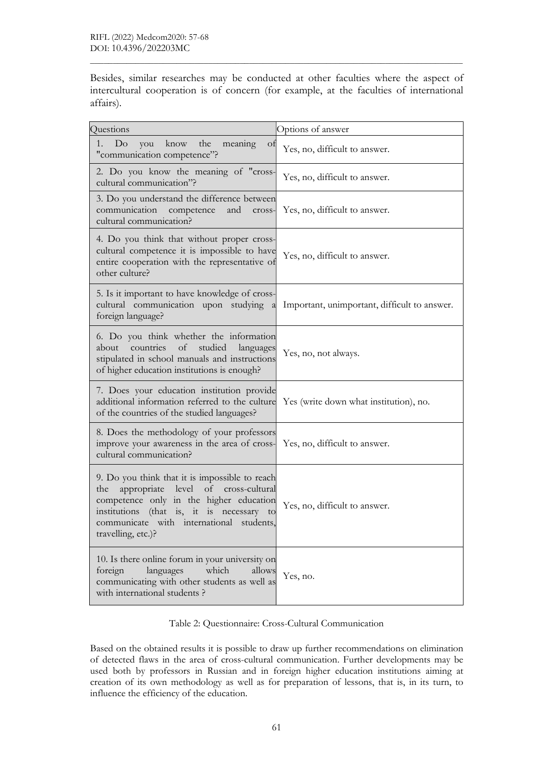Besides, similar researches may be conducted at other faculties where the aspect of intercultural cooperation is of concern (for example, at the faculties of international affairs).

| Questions | Options of answer |
|---|---|
| 1. Do you know the meaning of "communication competence"? | Yes, no, difficult to answer. |
| 2. Do you know the meaning of "cross-cultural communication"? | Yes, no, difficult to answer. |
| 3. Do you understand the difference between communication competence and cross-cultural communication? | Yes, no, difficult to answer. |
| 4. Do you think that without proper cross-cultural competence it is impossible to have entire cooperation with the representative of other culture? | Yes, no, difficult to answer. |
| 5. Is it important to have knowledge of cross-cultural communication upon studying a foreign language? | Important, unimportant, difficult to answer. |
| 6. Do you think whether the information about countries of studied languages stipulated in school manuals and instructions of higher education institutions is enough? | Yes, no, not always. |
| 7. Does your education institution provide additional information referred to the culture of the countries of the studied languages? | Yes (write down what institution), no. |
| 8. Does the methodology of your professors improve your awareness in the area of cross-cultural communication? | Yes, no, difficult to answer. |
| 9. Do you think that it is impossible to reach the appropriate level of cross-cultural competence only in the higher education institutions (that is, it is necessary to communicate with international students, travelling, etc.)? | Yes, no, difficult to answer. |
| 10. Is there online forum in your university on foreign languages which allows communicating with other students as well as with international students ? | Yes, no. |

Table 2: Questionnaire: Cross-Cultural Communication

Based on the obtained results it is possible to draw up further recommendations on elimination of detected flaws in the area of cross-cultural communication. Further developments may be used both by professors in Russian and in foreign higher education institutions aiming at creation of its own methodology as well as for preparation of lessons, that is, in its turn, to influence the efficiency of the education.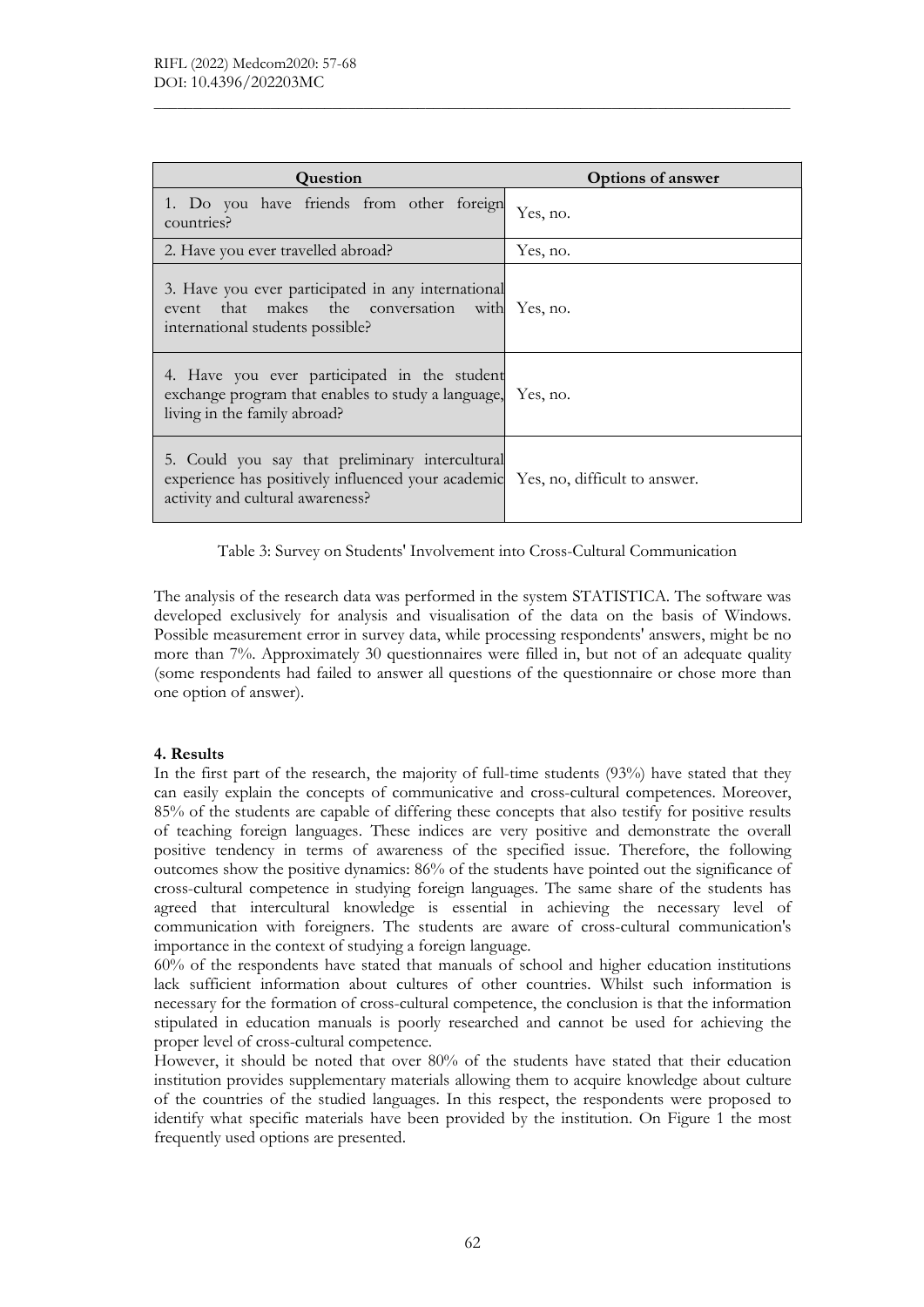| Question | Options of answer |
|---|---|
| 1. Do you have friends from other foreign countries? | Yes, no. |
| 2. Have you ever travelled abroad? | Yes, no. |
| 3. Have you ever participated in any international event that makes the conversation with international students possible? | Yes, no. |
| 4. Have you ever participated in the student exchange program that enables to study a language, living in the family abroad? | Yes, no. |
| 5. Could you say that preliminary intercultural experience has positively influenced your academic activity and cultural awareness? | Yes, no, difficult to answer. |

Table 3: Survey on Students' Involvement into Cross-Cultural Communication

The analysis of the research data was performed in the system STATISTICA. The software was developed exclusively for analysis and visualisation of the data on the basis of Windows. Possible measurement error in survey data, while processing respondents' answers, might be no more than 7%. Approximately 30 questionnaires were filled in, but not of an adequate quality (some respondents had failed to answer all questions of the questionnaire or chose more than one option of answer).

**4. Results**

In the first part of the research, the majority of full-time students (93%) have stated that they can easily explain the concepts of communicative and cross-cultural competences. Moreover, 85% of the students are capable of differing these concepts that also testify for positive results of teaching foreign languages. These indices are very positive and demonstrate the overall positive tendency in terms of awareness of the specified issue. Therefore, the following outcomes show the positive dynamics: 86% of the students have pointed out the significance of cross-cultural competence in studying foreign languages. The same share of the students has agreed that intercultural knowledge is essential in achieving the necessary level of communication with foreigners. The students are aware of cross-cultural communication's importance in the context of studying a foreign language.

60% of the respondents have stated that manuals of school and higher education institutions lack sufficient information about cultures of other countries. Whilst such information is necessary for the formation of cross-cultural competence, the conclusion is that the information stipulated in education manuals is poorly researched and cannot be used for achieving the proper level of cross-cultural competence.

However, it should be noted that over 80% of the students have stated that their education institution provides supplementary materials allowing them to acquire knowledge about culture of the countries of the studied languages. In this respect, the respondents were proposed to identify what specific materials have been provided by the institution. On Figure 1 the most frequently used options are presented.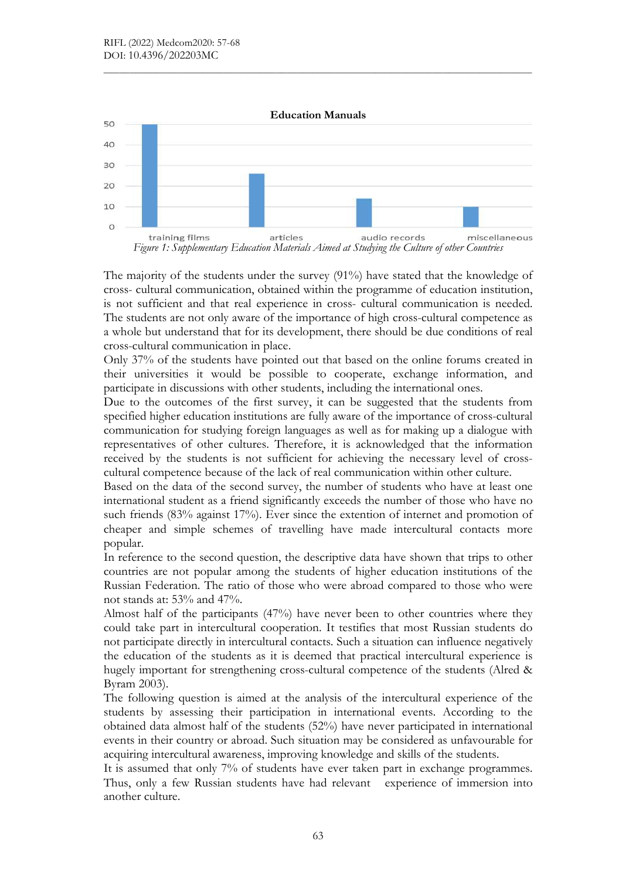Figure 1: Supplementary Education Materials Aimed at Studying the Culture of other Countries

The majority of the students under the survey (91%) have stated that the knowledge of cross- cultural communication, obtained within the programme of education institution, is not sufficient and that real experience in cross- cultural communication is needed. The students are not only aware of the importance of high cross-cultural competence as a whole but understand that for its development, there should be due conditions of real cross-cultural communication in place.

Only 37% of the students have pointed out that based on the online forums created in their universities it would be possible to cooperate, exchange information, and participate in discussions with other students, including the international ones.

Due to the outcomes of the first survey, it can be suggested that the students from specified higher education institutions are fully aware of the importance of cross-cultural communication for studying foreign languages as well as for making up a dialogue with representatives of other cultures. Therefore, it is acknowledged that the information received by the students is not sufficient for achieving the necessary level of cross-cultural competence because of the lack of real communication within other culture.

Based on the data of the second survey, the number of students who have at least one international student as a friend significantly exceeds the number of those who have no such friends (83% against 17%). Ever since the extention of internet and promotion of cheaper and simple schemes of travelling have made intercultural contacts more popular.

In reference to the second question, the descriptive data have shown that trips to other countries are not popular among the students of higher education institutions of the Russian Federation. The ratio of those who were abroad compared to those who were not stands at: 53% and 47%.

Almost half of the participants (47%) have never been to other countries where they could take part in intercultural cooperation. It testifies that most Russian students do not participate directly in intercultural contacts. Such a situation can influence negatively the education of the students as it is deemed that practical intercultural experience is hugely important for strengthening cross-cultural competence of the students (Alred & Byram 2003).

The following question is aimed at the analysis of the intercultural experience of the students by assessing their participation in international events. According to the obtained data almost half of the students (52%) have never participated in international events in their country or abroad. Such situation may be considered as unfavourable for acquiring intercultural awareness, improving knowledge and skills of the students.

It is assumed that only 7% of students have ever taken part in exchange programmes. Thus, only a few Russian students have had relevant experience of immersion into another culture.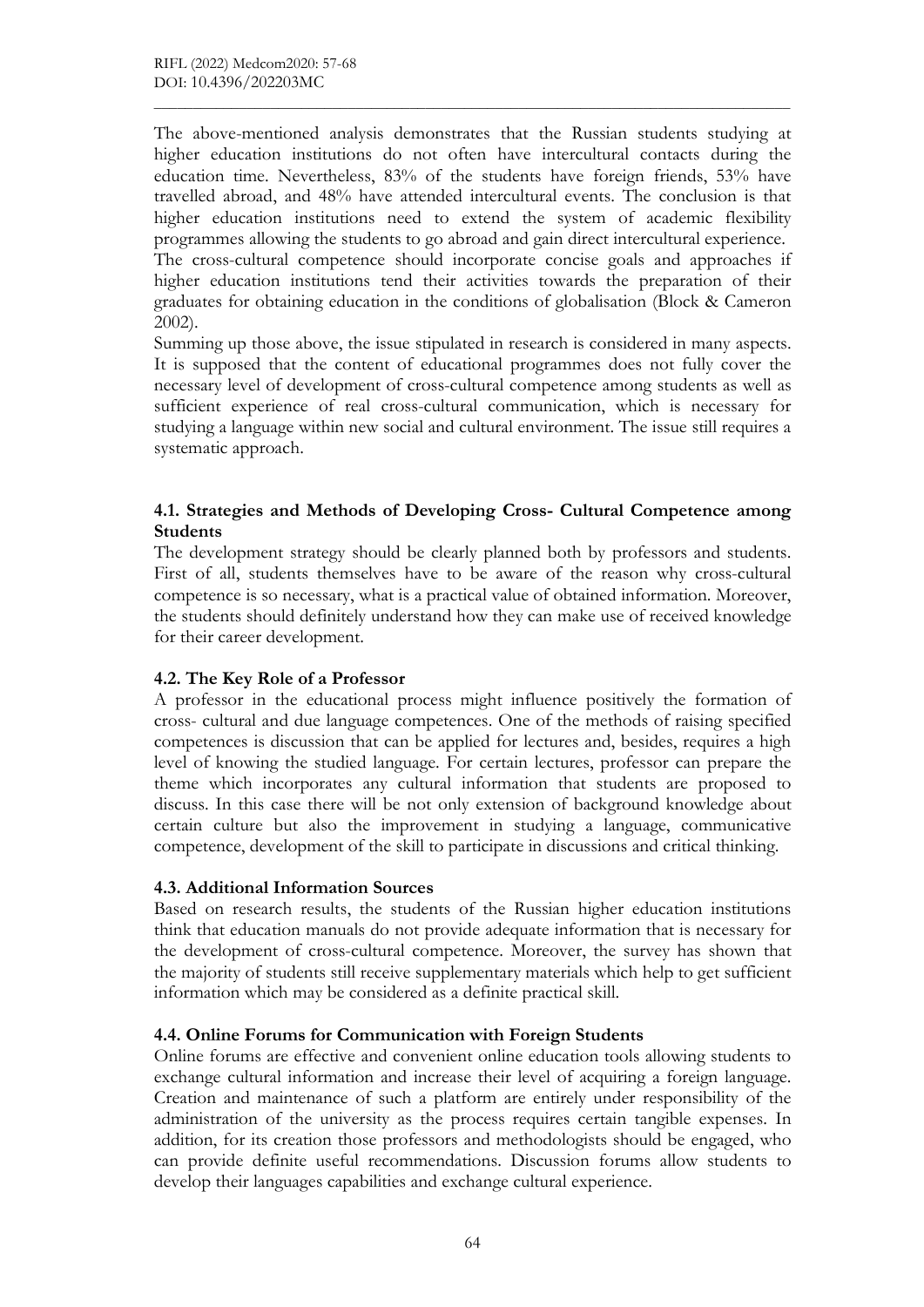The above-mentioned analysis demonstrates that the Russian students studying at higher education institutions do not often have intercultural contacts during the education time. Nevertheless, 83% of the students have foreign friends, 53% have travelled abroad, and 48% have attended intercultural events. The conclusion is that higher education institutions need to extend the system of academic flexibility programmes allowing the students to go abroad and gain direct intercultural experience. The cross-cultural competence should incorporate concise goals and approaches if higher education institutions tend their activities towards the preparation of their graduates for obtaining education in the conditions of globalisation (Block & Cameron 2002).

Summing up those above, the issue stipulated in research is considered in many aspects. It is supposed that the content of educational programmes does not fully cover the necessary level of development of cross-cultural competence among students as well as sufficient experience of real cross-cultural communication, which is necessary for studying a language within new social and cultural environment. The issue still requires a systematic approach.

### 4.1. Strategies and Methods of Developing Cross- Cultural Competence among Students

The development strategy should be clearly planned both by professors and students. First of all, students themselves have to be aware of the reason why cross-cultural competence is so necessary, what is a practical value of obtained information. Moreover, the students should definitely understand how they can make use of received knowledge for their career development.

### 4.2. The Key Role of a Professor

A professor in the educational process might influence positively the formation of cross- cultural and due language competences. One of the methods of raising specified competences is discussion that can be applied for lectures and, besides, requires a high level of knowing the studied language. For certain lectures, professor can prepare the theme which incorporates any cultural information that students are proposed to discuss. In this case there will be not only extension of background knowledge about certain culture but also the improvement in studying a language, communicative competence, development of the skill to participate in discussions and critical thinking.

### 4.3. Additional Information Sources

Based on research results, the students of the Russian higher education institutions think that education manuals do not provide adequate information that is necessary for the development of cross-cultural competence. Moreover, the survey has shown that the majority of students still receive supplementary materials which help to get sufficient information which may be considered as a definite practical skill.

### 4.4. Online Forums for Communication with Foreign Students

Online forums are effective and convenient online education tools allowing students to exchange cultural information and increase their level of acquiring a foreign language. Creation and maintenance of such a platform are entirely under responsibility of the administration of the university as the process requires certain tangible expenses. In addition, for its creation those professors and methodologists should be engaged, who can provide definite useful recommendations. Discussion forums allow students to develop their languages capabilities and exchange cultural experience.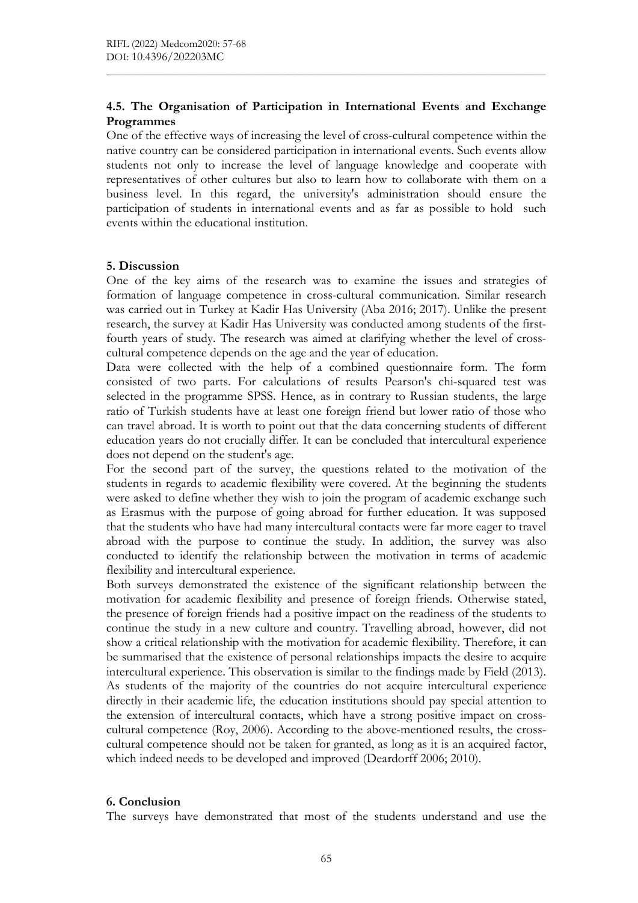### 4.5. The Organisation of Participation in International Events and Exchange Programmes

One of the effective ways of increasing the level of cross-cultural competence within the native country can be considered participation in international events. Such events allow students not only to increase the level of language knowledge and cooperate with representatives of other cultures but also to learn how to collaborate with them on a business level. In this regard, the university's administration should ensure the participation of students in international events and as far as possible to hold such events within the educational institution.

## 5. Discussion

One of the key aims of the research was to examine the issues and strategies of formation of language competence in cross-cultural communication. Similar research was carried out in Turkey at Kadir Has University (Aba 2016; 2017). Unlike the present research, the survey at Kadir Has University was conducted among students of the first-fourth years of study. The research was aimed at clarifying whether the level of cross-cultural competence depends on the age and the year of education.

Data were collected with the help of a combined questionnaire form. The form consisted of two parts. For calculations of results Pearson's chi-squared test was selected in the programme SPSS. Hence, as in contrary to Russian students, the large ratio of Turkish students have at least one foreign friend but lower ratio of those who can travel abroad. It is worth to point out that the data concerning students of different education years do not crucially differ. It can be concluded that intercultural experience does not depend on the student's age.

For the second part of the survey, the questions related to the motivation of the students in regards to academic flexibility were covered. At the beginning the students were asked to define whether they wish to join the program of academic exchange such as Erasmus with the purpose of going abroad for further education. It was supposed that the students who have had many intercultural contacts were far more eager to travel abroad with the purpose to continue the study. In addition, the survey was also conducted to identify the relationship between the motivation in terms of academic flexibility and intercultural experience.

Both surveys demonstrated the existence of the significant relationship between the motivation for academic flexibility and presence of foreign friends. Otherwise stated, the presence of foreign friends had a positive impact on the readiness of the students to continue the study in a new culture and country. Travelling abroad, however, did not show a critical relationship with the motivation for academic flexibility. Therefore, it can be summarised that the existence of personal relationships impacts the desire to acquire intercultural experience. This observation is similar to the findings made by Field (2013). As students of the majority of the countries do not acquire intercultural experience directly in their academic life, the education institutions should pay special attention to the extension of intercultural contacts, which have a strong positive impact on cross-cultural competence (Roy, 2006). According to the above-mentioned results, the cross-cultural competence should not be taken for granted, as long as it is an acquired factor, which indeed needs to be developed and improved (Deardorff 2006; 2010).

## 6. Conclusion

The surveys have demonstrated that most of the students understand and use the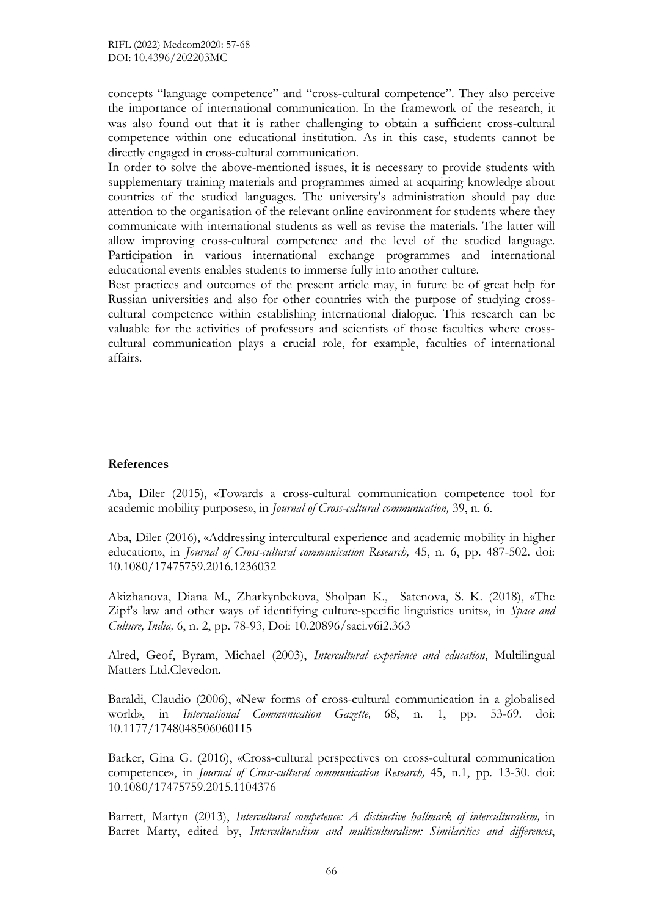concepts "language competence" and "cross-cultural competence". They also perceive the importance of international communication. In the framework of the research, it was also found out that it is rather challenging to obtain a sufficient cross-cultural competence within one educational institution. As in this case, students cannot be directly engaged in cross-cultural communication.

In order to solve the above-mentioned issues, it is necessary to provide students with supplementary training materials and programmes aimed at acquiring knowledge about countries of the studied languages. The university's administration should pay due attention to the organisation of the relevant online environment for students where they communicate with international students as well as revise the materials. The latter will allow improving cross-cultural competence and the level of the studied language. Participation in various international exchange programmes and international educational events enables students to immerse fully into another culture.

Best practices and outcomes of the present article may, in future be of great help for Russian universities and also for other countries with the purpose of studying cross-cultural competence within establishing international dialogue. This research can be valuable for the activities of professors and scientists of those faculties where cross-cultural communication plays a crucial role, for example, faculties of international affairs.

## References

Aba, Diler (2015), «Towards a cross-cultural communication competence tool for academic mobility purposes», in *Journal of Cross-cultural communication,* 39, n. 6.

Aba, Diler (2016), «Addressing intercultural experience and academic mobility in higher education», in *Journal of Cross-cultural communication Research,* 45, n. 6, pp. 487-502. doi: 10.1080/17475759.2016.1236032

Akizhanova, Diana M., Zharkynbekova, Sholpan K., Satenova, S. K. (2018), «The Zipf's law and other ways of identifying culture-specific linguistics units», in *Space and Culture, India,* 6, n. 2, pp. 78-93, Doi: 10.20896/saci.v6i2.363

Alred, Geof, Byram, Michael (2003), *Intercultural experience and education*, Multilingual Matters Ltd.Clevedon.

Baraldi, Claudio (2006), «New forms of cross-cultural communication in a globalised world», in *International Communication Gazette,* 68, n. 1, pp. 53-69. doi: 10.1177/1748048506060115

Barker, Gina G. (2016), «Cross-cultural perspectives on cross-cultural communication competence», in *Journal of Cross-cultural communication Research,* 45, n.1, pp. 13-30. doi: 10.1080/17475759.2015.1104376

Barrett, Martyn (2013), *Intercultural competence: A distinctive hallmark of interculturalism,* in Barret Marty, edited by, *Interculturalism and multiculturalism: Similarities and differences*,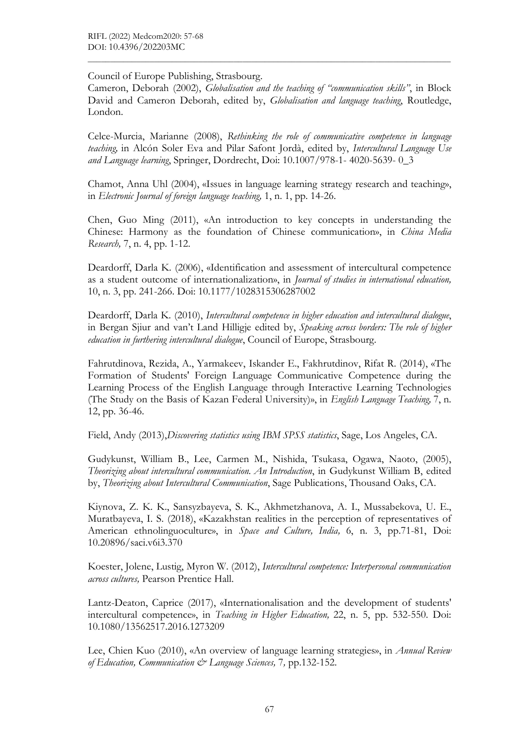Council of Europe Publishing, Strasbourg.

Cameron, Deborah (2002), *Globalisation and the teaching of "communication skills"*, in Block David and Cameron Deborah, edited by, *Globalisation and language teaching*, Routledge, London.

Celce-Murcia, Marianne (2008), *Rethinking the role of communicative competence in language teaching,* in Alcón Soler Eva and Pilar Safont Jordà, edited by, *Intercultural Language Use and Language learning*, Springer, Dordrecht, Doi: 10.1007/978-1- 4020-5639- 0_3

Chamot, Anna Uhl (2004), «Issues in language learning strategy research and teaching», in *Electronic Journal of foreign language teaching,* 1, n. 1, pp. 14-26.

Chen, Guo Ming (2011), «An introduction to key concepts in understanding the Chinese: Harmony as the foundation of Chinese communication», in *China Media Research,* 7, n. 4, pp. 1-12.

Deardorff, Darla K. (2006), «Identification and assessment of intercultural competence as a student outcome of internationalization», in *Journal of studies in international education,* 10, n. 3, pp. 241-266. Doi: 10.1177/1028315306287002

Deardorff, Darla K. (2010), *Intercultural competence in higher education and intercultural dialogue*, in Bergan Sjiur and van't Land Hilligje edited by, *Speaking across borders: The role of higher education in furthering intercultural dialogue*, Council of Europe, Strasbourg.

Fahrutdinova, Rezida, A., Yarmakeev, Iskander E., Fakhrutdinov, Rifat R. (2014), «The Formation of Students' Foreign Language Communicative Competence during the Learning Process of the English Language through Interactive Learning Technologies (The Study on the Basis of Kazan Federal University)», in *English Language Teaching,* 7, n. 12, pp. 36-46.

Field, Andy (2013),*Discovering statistics using IBM SPSS statistics*, Sage, Los Angeles, CA.

Gudykunst, William B., Lee, Carmen M., Nishida, Tsukasa, Ogawa, Naoto, (2005), *Theorizing about intercultural communication. An Introduction*, in Gudykunst William B, edited by, *Theorizing about Intercultural Communication*, Sage Publications, Thousand Oaks, CA.

Kiynova, Z. K. K., Sansyzbayeva, S. K., Akhmetzhanova, A. I., Mussabekova, U. E., Muratbayeva, I. S. (2018), «Kazakhstan realities in the perception of representatives of American ethnolinguoculture», in *Space and Culture, India,* 6, n. 3, pp.71-81, Doi: 10.20896/saci.v6i3.370

Koester, Jolene, Lustig, Myron W. (2012), *Intercultural competence: Interpersonal communication across cultures,* Pearson Prentice Hall.

Lantz-Deaton, Caprice (2017), «Internationalisation and the development of students' intercultural competence», in *Teaching in Higher Education,* 22, n. 5, pp. 532-550. Doi: 10.1080/13562517.2016.1273209

Lee, Chien Kuo (2010), «An overview of language learning strategies», in *Annual Review of Education, Communication & Language Sciences,* 7*,* pp.132-152.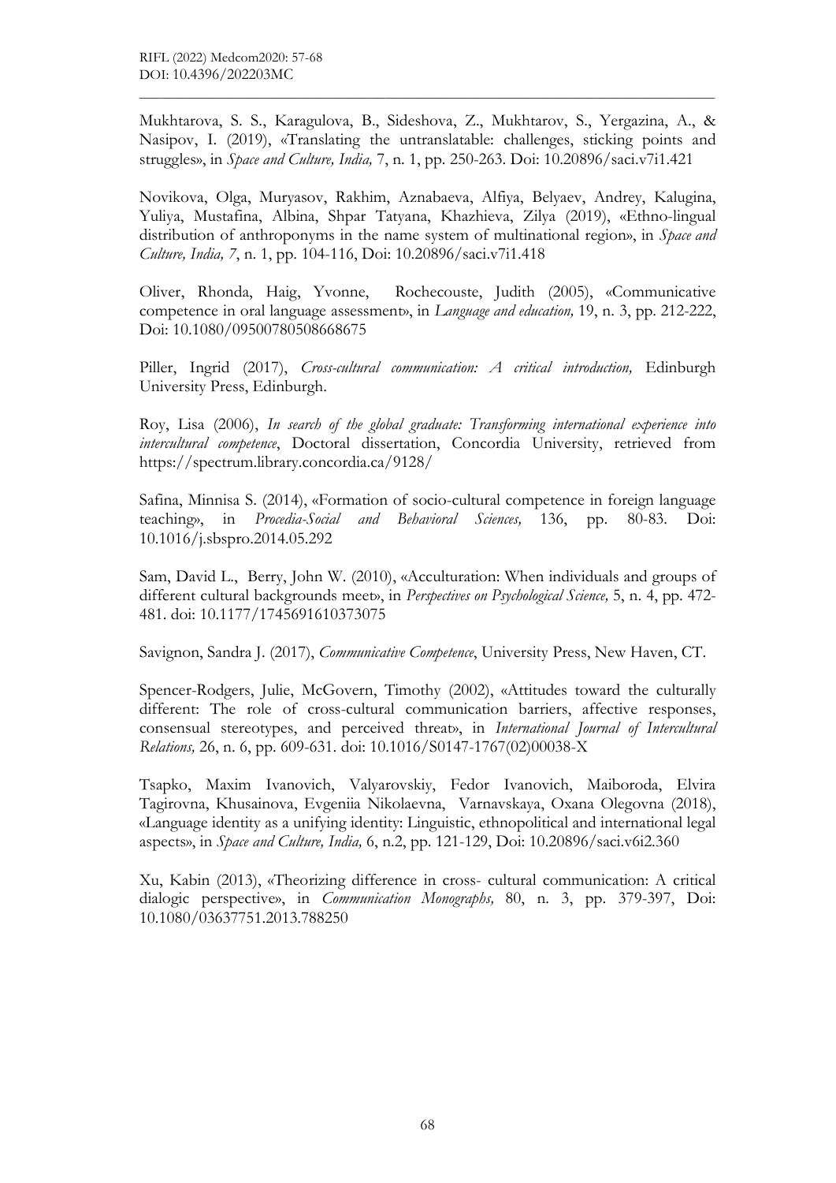Mukhtarova, S. S., Karagulova, B., Sideshova, Z., Mukhtarov, S., Yergazina, A., & Nasipov, I. (2019), «Translating the untranslatable: challenges, sticking points and struggles», in *Space and Culture, India,* 7, n. 1, pp. 250-263. Doi: 10.20896/saci.v7i1.421

Novikova, Olga, Muryasov, Rakhim, Aznabaeva, Alfiya, Belyaev, Andrey, Kalugina, Yuliya, Mustafina, Albina, Shpar Tatyana, Khazhieva, Zilya (2019), «Ethno-lingual distribution of anthroponyms in the name system of multinational region», in *Space and Culture, India, 7*, n. 1, pp. 104-116, Doi: 10.20896/saci.v7i1.418

Oliver, Rhonda, Haig, Yvonne, Rochecouste, Judith (2005), «Communicative competence in oral language assessment», in *Language and education,* 19, n. 3, pp. 212-222, Doi: 10.1080/09500780508668675

Piller, Ingrid (2017), *Cross-cultural communication: A critical introduction,* Edinburgh University Press, Edinburgh.

Roy, Lisa (2006), *In search of the global graduate: Transforming international experience into intercultural competence*, Doctoral dissertation, Concordia University, retrieved from https://spectrum.library.concordia.ca/9128/

Safina, Minnisa S. (2014), «Formation of socio-cultural competence in foreign language teaching», in *Procedia-Social and Behavioral Sciences,* 136, pp. 80-83. Doi: 10.1016/j.sbspro.2014.05.292

Sam, David L., Berry, John W. (2010), «Acculturation: When individuals and groups of different cultural backgrounds meet», in *Perspectives on Psychological Science,* 5, n. 4, pp. 472-481. doi: 10.1177/1745691610373075

Savignon, Sandra J. (2017), *Communicative Competence*, University Press, New Haven, CT.

Spencer-Rodgers, Julie, McGovern, Timothy (2002), «Attitudes toward the culturally different: The role of cross-cultural communication barriers, affective responses, consensual stereotypes, and perceived threat», in *International Journal of Intercultural Relations,* 26, n. 6, pp. 609-631. doi: 10.1016/S0147-1767(02)00038-X

Tsapko, Maxim Ivanovich, Valyarovskiy, Fedor Ivanovich, Maiboroda, Elvira Tagirovna, Khusainova, Evgeniia Nikolaevna, Varnavskaya, Oxana Olegovna (2018), «Language identity as a unifying identity: Linguistic, ethnopolitical and international legal aspects», in *Space and Culture, India,* 6, n.2, pp. 121-129, Doi: 10.20896/saci.v6i2.360

Xu, Kabin (2013), «Theorizing difference in cross- cultural communication: A critical dialogic perspective», in *Communication Monographs,* 80, n. 3, pp. 379-397, Doi: 10.1080/03637751.2013.788250